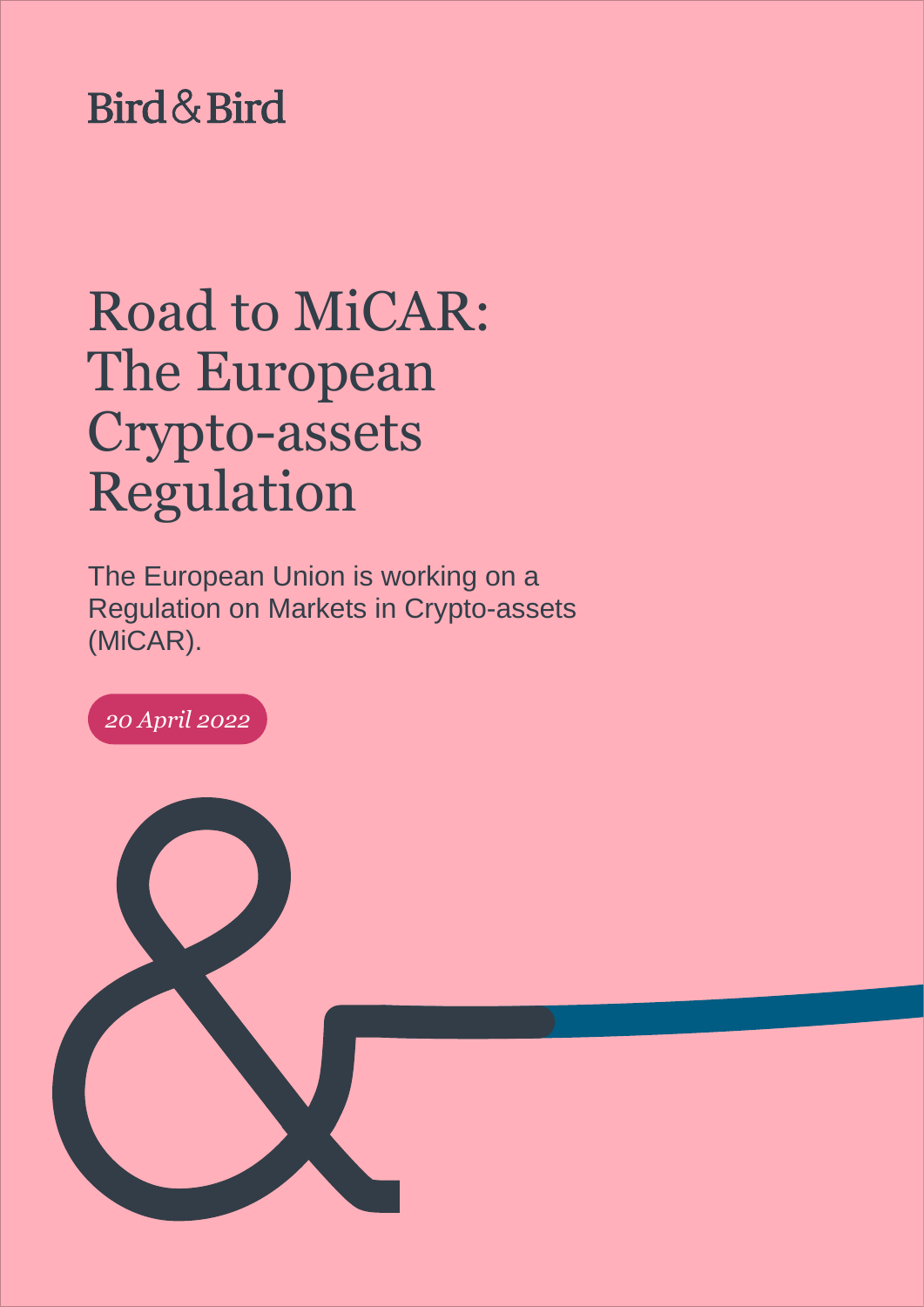Bird & Bird

# Road to MiCAR: The European Crypto-assets Regulation

The European Union is working on a Regulation on Markets in Crypto-assets (MiCAR).

*20 April 2022*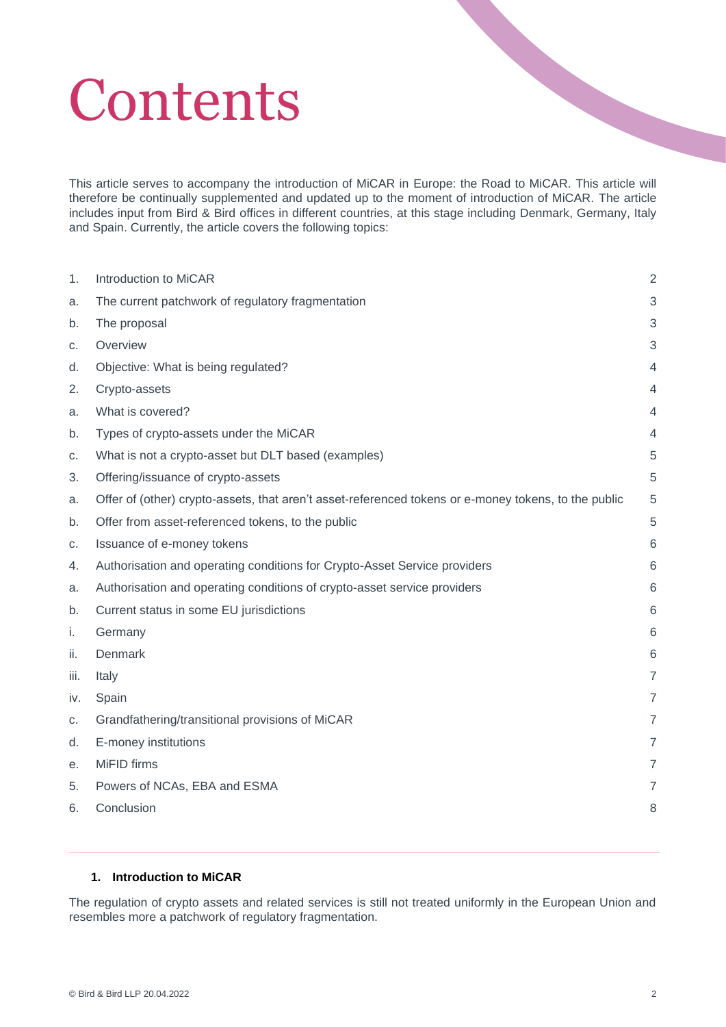# Contents

This article serves to accompany the introduction of MiCAR in Europe: the Road to MiCAR. This article will therefore be continually supplemented and updated up to the moment of introduction of MiCAR. The article includes input from Bird & Bird offices in different countries, at this stage including Denmark, Germany, Italy and Spain. Currently, the article covers the following topics:

| | | |
|---|---|---|
| 1. | Introduction to MiCAR | 2 |
| a. | The current patchwork of regulatory fragmentation | 3 |
| b. | The proposal | 3 |
| c. | Overview | 3 |
| d. | Objective: What is being regulated? | 4 |
| 2. | Crypto-assets | 4 |
| a. | What is covered? | 4 |
| b. | Types of crypto-assets under the MiCAR | 4 |
| c. | What is not a crypto-asset but DLT based (examples) | 5 |
| 3. | Offering/issuance of crypto-assets | 5 |
| a. | Offer of (other) crypto-assets, that aren't asset-referenced tokens or e-money tokens, to the public | 5 |
| b. | Offer from asset-referenced tokens, to the public | 5 |
| c. | Issuance of e-money tokens | 6 |
| 4. | Authorisation and operating conditions for Crypto-Asset Service providers | 6 |
| a. | Authorisation and operating conditions of crypto-asset service providers | 6 |
| b. | Current status in some EU jurisdictions | 6 |
| i. | Germany | 6 |
| ii. | Denmark | 6 |
| iii. | Italy | 7 |
| iv. | Spain | 7 |
| c. | Grandfathering/transitional provisions of MiCAR | 7 |
| d. | E-money institutions | 7 |
| e. | MiFID firms | 7 |
| 5. | Powers of NCAs, EBA and ESMA | 7 |
| 6. | Conclusion | 8 |

## 1. Introduction to MiCAR

The regulation of crypto assets and related services is still not treated uniformly in the European Union and resembles more a patchwork of regulatory fragmentation.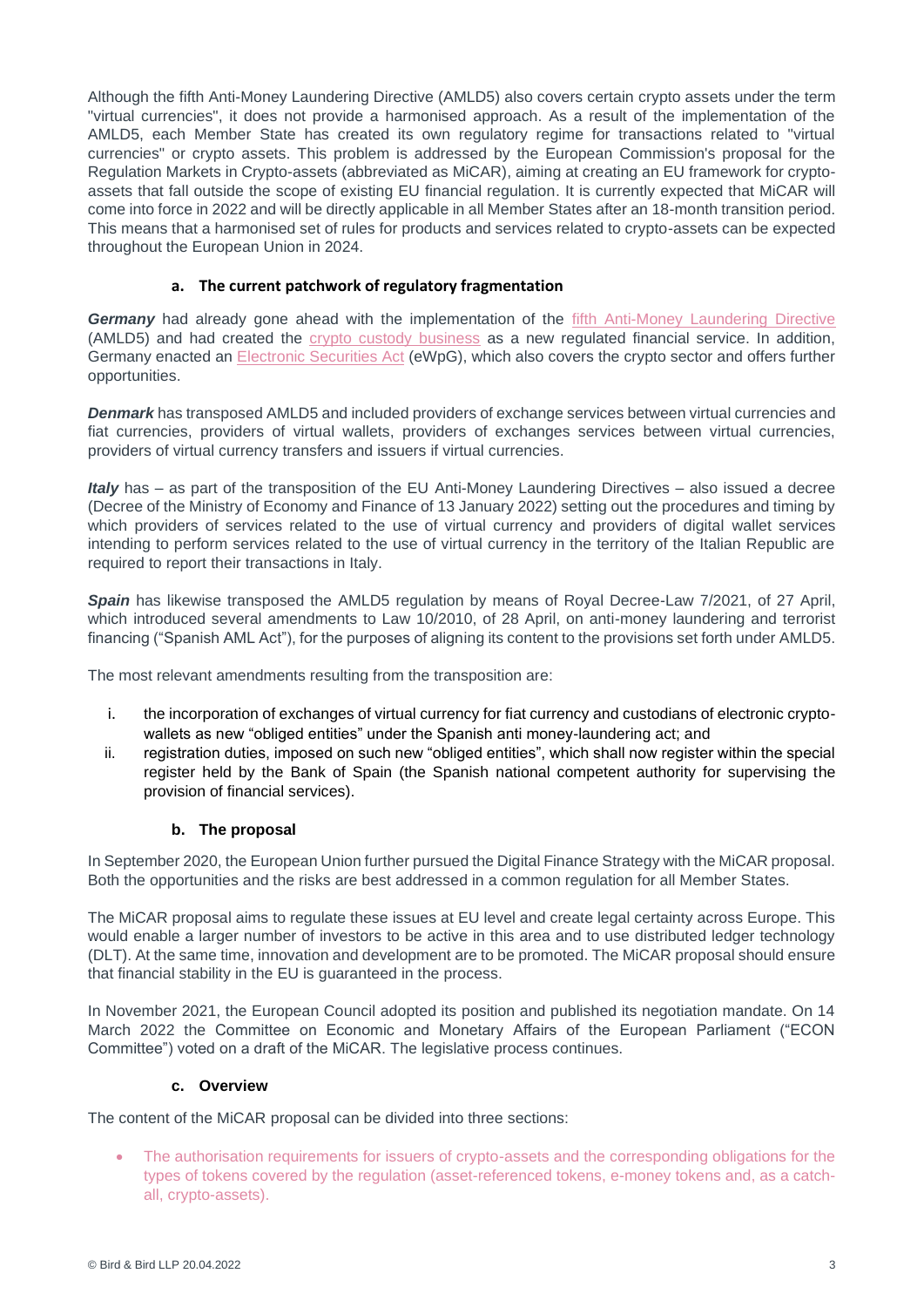Although the fifth Anti-Money Laundering Directive (AMLD5) also covers certain crypto assets under the term "virtual currencies", it does not provide a harmonised approach. As a result of the implementation of the AMLD5, each Member State has created its own regulatory regime for transactions related to "virtual currencies" or crypto assets. This problem is addressed by the European Commission's proposal for the Regulation Markets in Crypto-assets (abbreviated as MiCAR), aiming at creating an EU framework for crypto-assets that fall outside the scope of existing EU financial regulation. It is currently expected that MiCAR will come into force in 2022 and will be directly applicable in all Member States after an 18-month transition period. This means that a harmonised set of rules for products and services related to crypto-assets can be expected throughout the European Union in 2024.

### a. The current patchwork of regulatory fragmentation

***Germany*** had already gone ahead with the implementation of the fifth Anti-Money Laundering Directive (AMLD5) and had created the crypto custody business as a new regulated financial service. In addition, Germany enacted an Electronic Securities Act (eWpG), which also covers the crypto sector and offers further opportunities.

***Denmark*** has transposed AMLD5 and included providers of exchange services between virtual currencies and fiat currencies, providers of virtual wallets, providers of exchanges services between virtual currencies, providers of virtual currency transfers and issuers if virtual currencies.

***Italy*** has – as part of the transposition of the EU Anti-Money Laundering Directives – also issued a decree (Decree of the Ministry of Economy and Finance of 13 January 2022) setting out the procedures and timing by which providers of services related to the use of virtual currency and providers of digital wallet services intending to perform services related to the use of virtual currency in the territory of the Italian Republic are required to report their transactions in Italy.

***Spain*** has likewise transposed the AMLD5 regulation by means of Royal Decree-Law 7/2021, of 27 April, which introduced several amendments to Law 10/2010, of 28 April, on anti-money laundering and terrorist financing ("Spanish AML Act"), for the purposes of aligning its content to the provisions set forth under AMLD5.

The most relevant amendments resulting from the transposition are:

i. the incorporation of exchanges of virtual currency for fiat currency and custodians of electronic crypto-wallets as new "obliged entities" under the Spanish anti money-laundering act; and
ii. registration duties, imposed on such new "obliged entities", which shall now register within the special register held by the Bank of Spain (the Spanish national competent authority for supervising the provision of financial services).

### b. The proposal

In September 2020, the European Union further pursued the Digital Finance Strategy with the MiCAR proposal. Both the opportunities and the risks are best addressed in a common regulation for all Member States.

The MiCAR proposal aims to regulate these issues at EU level and create legal certainty across Europe. This would enable a larger number of investors to be active in this area and to use distributed ledger technology (DLT). At the same time, innovation and development are to be promoted. The MiCAR proposal should ensure that financial stability in the EU is guaranteed in the process.

In November 2021, the European Council adopted its position and published its negotiation mandate. On 14 March 2022 the Committee on Economic and Monetary Affairs of the European Parliament ("ECON Committee") voted on a draft of the MiCAR. The legislative process continues.

### c. Overview

The content of the MiCAR proposal can be divided into three sections:

- The authorisation requirements for issuers of crypto-assets and the corresponding obligations for the types of tokens covered by the regulation (asset-referenced tokens, e-money tokens and, as a catch-all, crypto-assets).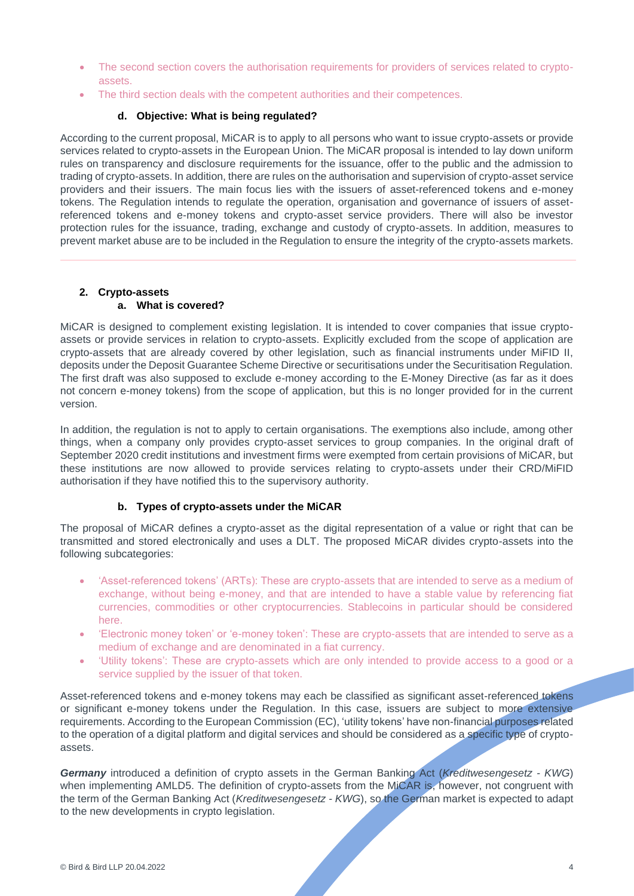- The second section covers the authorisation requirements for providers of services related to crypto-assets.
- The third section deals with the competent authorities and their competences.

### d. Objective: What is being regulated?

According to the current proposal, MiCAR is to apply to all persons who want to issue crypto-assets or provide services related to crypto-assets in the European Union. The MiCAR proposal is intended to lay down uniform rules on transparency and disclosure requirements for the issuance, offer to the public and the admission to trading of crypto-assets. In addition, there are rules on the authorisation and supervision of crypto-asset service providers and their issuers. The main focus lies with the issuers of asset-referenced tokens and e-money tokens. The Regulation intends to regulate the operation, organisation and governance of issuers of asset-referenced tokens and e-money tokens and crypto-asset service providers. There will also be investor protection rules for the issuance, trading, exchange and custody of crypto-assets. In addition, measures to prevent market abuse are to be included in the Regulation to ensure the integrity of the crypto-assets markets.

---

## 2. Crypto-assets

### a. What is covered?

MiCAR is designed to complement existing legislation. It is intended to cover companies that issue crypto-assets or provide services in relation to crypto-assets. Explicitly excluded from the scope of application are crypto-assets that are already covered by other legislation, such as financial instruments under MiFID II, deposits under the Deposit Guarantee Scheme Directive or securitisations under the Securitisation Regulation. The first draft was also supposed to exclude e-money according to the E-Money Directive (as far as it does not concern e-money tokens) from the scope of application, but this is no longer provided for in the current version.

In addition, the regulation is not to apply to certain organisations. The exemptions also include, among other things, when a company only provides crypto-asset services to group companies. In the original draft of September 2020 credit institutions and investment firms were exempted from certain provisions of MiCAR, but these institutions are now allowed to provide services relating to crypto-assets under their CRD/MiFID authorisation if they have notified this to the supervisory authority.

### b. Types of crypto-assets under the MiCAR

The proposal of MiCAR defines a crypto-asset as the digital representation of a value or right that can be transmitted and stored electronically and uses a DLT. The proposed MiCAR divides crypto-assets into the following subcategories:

- 'Asset-referenced tokens' (ARTs): These are crypto-assets that are intended to serve as a medium of exchange, without being e-money, and that are intended to have a stable value by referencing fiat currencies, commodities or other cryptocurrencies. Stablecoins in particular should be considered here.
- 'Electronic money token' or 'e-money token': These are crypto-assets that are intended to serve as a medium of exchange and are denominated in a fiat currency.
- 'Utility tokens': These are crypto-assets which are only intended to provide access to a good or a service supplied by the issuer of that token.

Asset-referenced tokens and e-money tokens may each be classified as significant asset-referenced tokens or significant e-money tokens under the Regulation. In this case, issuers are subject to more extensive requirements. According to the European Commission (EC), 'utility tokens' have non-financial purposes related to the operation of a digital platform and digital services and should be considered as a specific type of crypto-assets.

***Germany*** introduced a definition of crypto assets in the German Banking Act (*Kreditwesengesetz - KWG*) when implementing AMLD5. The definition of crypto-assets from the MiCAR is, however, not congruent with the term of the German Banking Act (*Kreditwesengesetz - KWG*), so the German market is expected to adapt to the new developments in crypto legislation.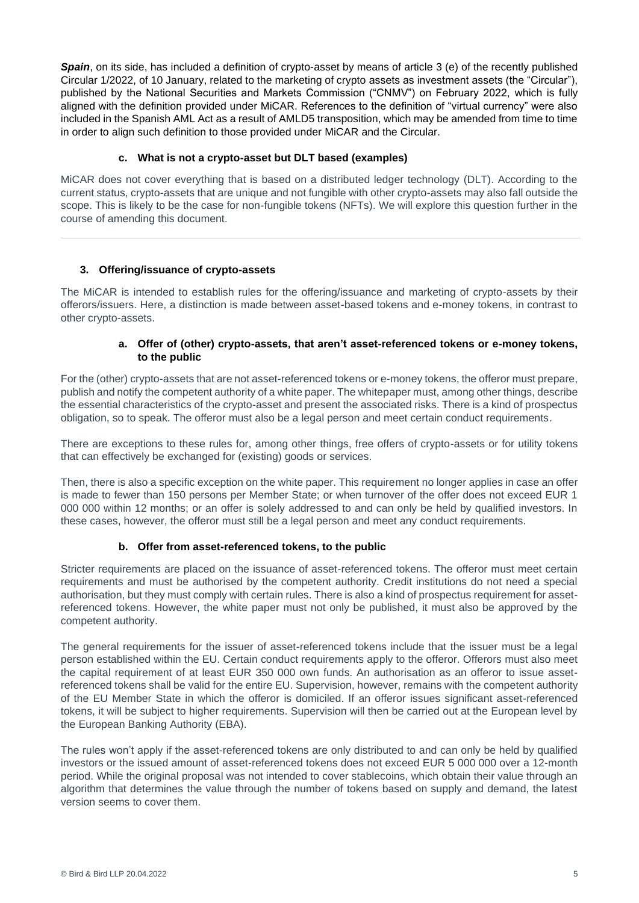***Spain***, on its side, has included a definition of crypto-asset by means of article 3 (e) of the recently published Circular 1/2022, of 10 January, related to the marketing of crypto assets as investment assets (the "Circular"), published by the National Securities and Markets Commission ("CNMV") on February 2022, which is fully aligned with the definition provided under MiCAR. References to the definition of "virtual currency" were also included in the Spanish AML Act as a result of AMLD5 transposition, which may be amended from time to time in order to align such definition to those provided under MiCAR and the Circular.

#### c. What is not a crypto-asset but DLT based (examples)

MiCAR does not cover everything that is based on a distributed ledger technology (DLT). According to the current status, crypto-assets that are unique and not fungible with other crypto-assets may also fall outside the scope. This is likely to be the case for non-fungible tokens (NFTs). We will explore this question further in the course of amending this document.

---

### 3. Offering/issuance of crypto-assets

The MiCAR is intended to establish rules for the offering/issuance and marketing of crypto-assets by their offerors/issuers. Here, a distinction is made between asset-based tokens and e-money tokens, in contrast to other crypto-assets.

#### a. Offer of (other) crypto-assets, that aren't asset-referenced tokens or e-money tokens, to the public

For the (other) crypto-assets that are not asset-referenced tokens or e-money tokens, the offeror must prepare, publish and notify the competent authority of a white paper. The whitepaper must, among other things, describe the essential characteristics of the crypto-asset and present the associated risks. There is a kind of prospectus obligation, so to speak. The offeror must also be a legal person and meet certain conduct requirements.

There are exceptions to these rules for, among other things, free offers of crypto-assets or for utility tokens that can effectively be exchanged for (existing) goods or services.

Then, there is also a specific exception on the white paper. This requirement no longer applies in case an offer is made to fewer than 150 persons per Member State; or when turnover of the offer does not exceed EUR 1 000 000 within 12 months; or an offer is solely addressed to and can only be held by qualified investors. In these cases, however, the offeror must still be a legal person and meet any conduct requirements.

#### b. Offer from asset-referenced tokens, to the public

Stricter requirements are placed on the issuance of asset-referenced tokens. The offeror must meet certain requirements and must be authorised by the competent authority. Credit institutions do not need a special authorisation, but they must comply with certain rules. There is also a kind of prospectus requirement for asset-referenced tokens. However, the white paper must not only be published, it must also be approved by the competent authority.

The general requirements for the issuer of asset-referenced tokens include that the issuer must be a legal person established within the EU. Certain conduct requirements apply to the offeror. Offerors must also meet the capital requirement of at least EUR 350 000 own funds. An authorisation as an offeror to issue asset-referenced tokens shall be valid for the entire EU. Supervision, however, remains with the competent authority of the EU Member State in which the offeror is domiciled. If an offeror issues significant asset-referenced tokens, it will be subject to higher requirements. Supervision will then be carried out at the European level by the European Banking Authority (EBA).

The rules won't apply if the asset-referenced tokens are only distributed to and can only be held by qualified investors or the issued amount of asset-referenced tokens does not exceed EUR 5 000 000 over a 12-month period. While the original proposal was not intended to cover stablecoins, which obtain their value through an algorithm that determines the value through the number of tokens based on supply and demand, the latest version seems to cover them.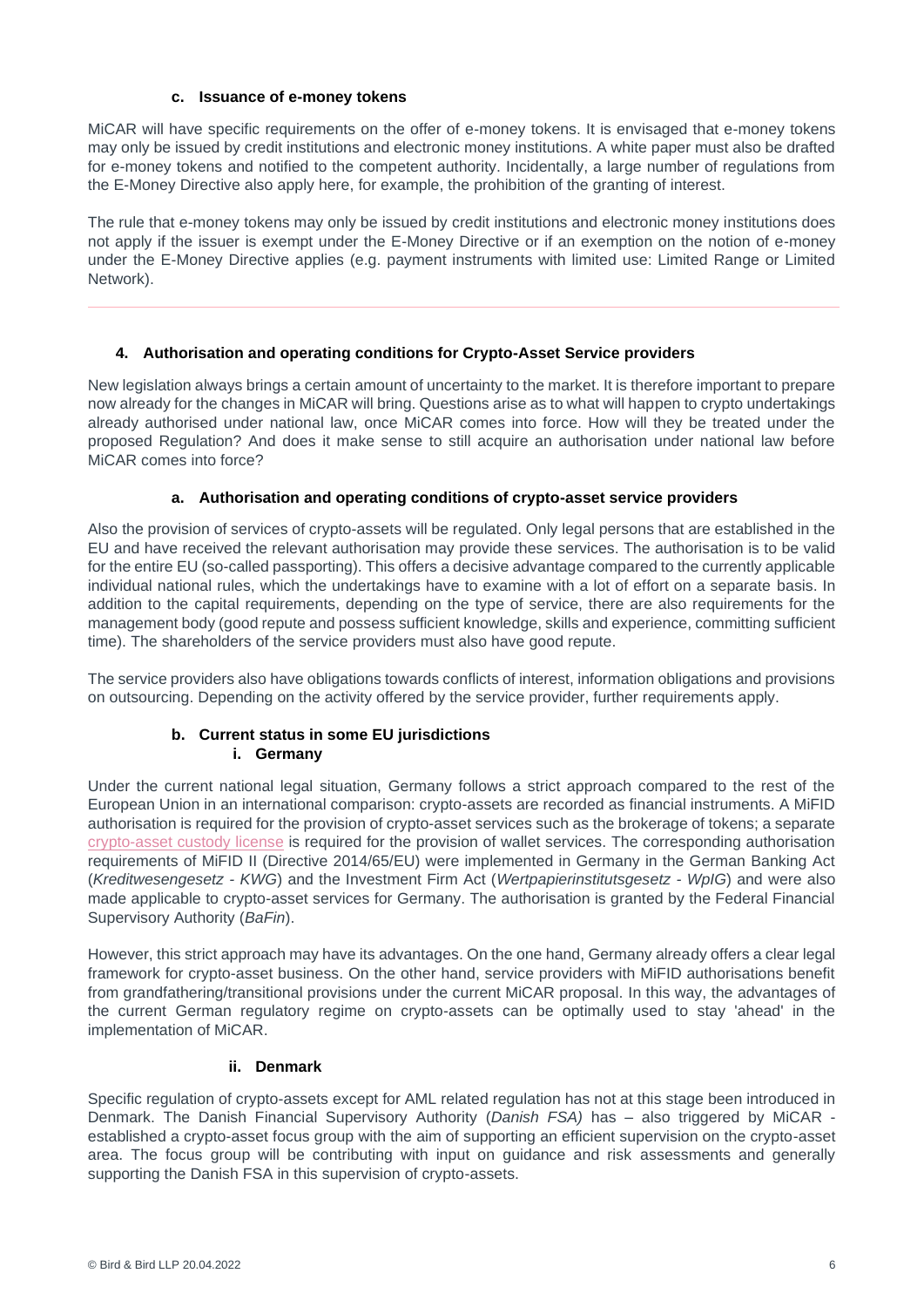### c. Issuance of e-money tokens

MiCAR will have specific requirements on the offer of e-money tokens. It is envisaged that e-money tokens may only be issued by credit institutions and electronic money institutions. A white paper must also be drafted for e-money tokens and notified to the competent authority. Incidentally, a large number of regulations from the E-Money Directive also apply here, for example, the prohibition of the granting of interest.

The rule that e-money tokens may only be issued by credit institutions and electronic money institutions does not apply if the issuer is exempt under the E-Money Directive or if an exemption on the notion of e-money under the E-Money Directive applies (e.g. payment instruments with limited use: Limited Range or Limited Network).

---

## 4. Authorisation and operating conditions for Crypto-Asset Service providers

New legislation always brings a certain amount of uncertainty to the market. It is therefore important to prepare now already for the changes in MiCAR will bring. Questions arise as to what will happen to crypto undertakings already authorised under national law, once MiCAR comes into force. How will they be treated under the proposed Regulation? And does it make sense to still acquire an authorisation under national law before MiCAR comes into force?

### a. Authorisation and operating conditions of crypto-asset service providers

Also the provision of services of crypto-assets will be regulated. Only legal persons that are established in the EU and have received the relevant authorisation may provide these services. The authorisation is to be valid for the entire EU (so-called passporting). This offers a decisive advantage compared to the currently applicable individual national rules, which the undertakings have to examine with a lot of effort on a separate basis. In addition to the capital requirements, depending on the type of service, there are also requirements for the management body (good repute and possess sufficient knowledge, skills and experience, committing sufficient time). The shareholders of the service providers must also have good repute.

The service providers also have obligations towards conflicts of interest, information obligations and provisions on outsourcing. Depending on the activity offered by the service provider, further requirements apply.

### b. Current status in some EU jurisdictions

#### i. Germany

Under the current national legal situation, Germany follows a strict approach compared to the rest of the European Union in an international comparison: crypto-assets are recorded as financial instruments. A MiFID authorisation is required for the provision of crypto-asset services such as the brokerage of tokens; a separate crypto-asset custody license is required for the provision of wallet services. The corresponding authorisation requirements of MiFID II (Directive 2014/65/EU) were implemented in Germany in the German Banking Act (*Kreditwesengesetz - KWG*) and the Investment Firm Act (*Wertpapierinstitutsgesetz - WpIG*) and were also made applicable to crypto-asset services for Germany. The authorisation is granted by the Federal Financial Supervisory Authority (*BaFin*).

However, this strict approach may have its advantages. On the one hand, Germany already offers a clear legal framework for crypto-asset business. On the other hand, service providers with MiFID authorisations benefit from grandfathering/transitional provisions under the current MiCAR proposal. In this way, the advantages of the current German regulatory regime on crypto-assets can be optimally used to stay 'ahead' in the implementation of MiCAR.

#### ii. Denmark

Specific regulation of crypto-assets except for AML related regulation has not at this stage been introduced in Denmark. The Danish Financial Supervisory Authority (*Danish FSA)* has – also triggered by MiCAR - established a crypto-asset focus group with the aim of supporting an efficient supervision on the crypto-asset area. The focus group will be contributing with input on guidance and risk assessments and generally supporting the Danish FSA in this supervision of crypto-assets.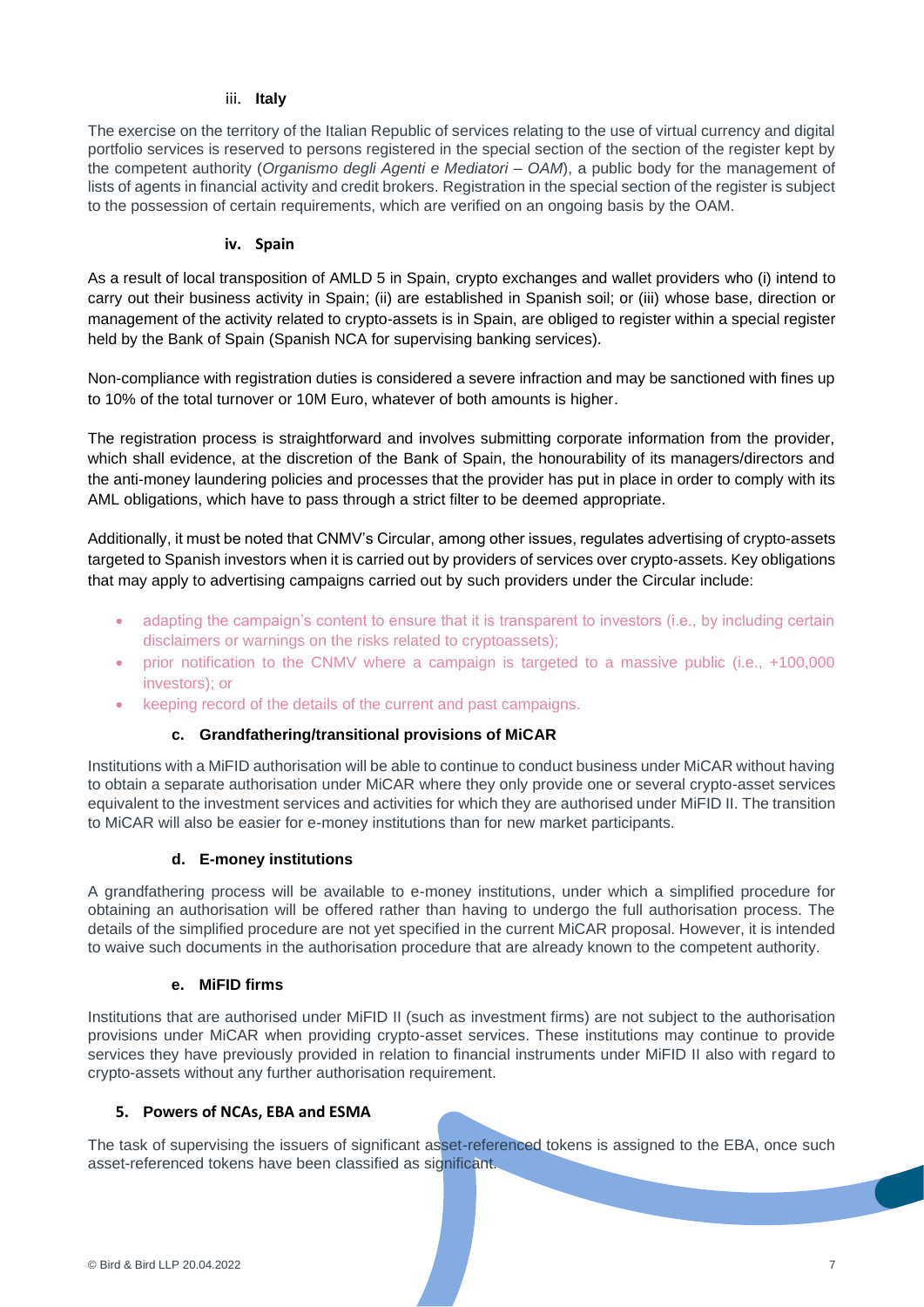#### iii. **Italy**

The exercise on the territory of the Italian Republic of services relating to the use of virtual currency and digital portfolio services is reserved to persons registered in the special section of the section of the register kept by the competent authority (*Organismo degli Agenti e Mediatori – OAM*), a public body for the management of lists of agents in financial activity and credit brokers. Registration in the special section of the register is subject to the possession of certain requirements, which are verified on an ongoing basis by the OAM.

#### iv. **Spain**

As a result of local transposition of AMLD 5 in Spain, crypto exchanges and wallet providers who (i) intend to carry out their business activity in Spain; (ii) are established in Spanish soil; or (iii) whose base, direction or management of the activity related to crypto-assets is in Spain, are obliged to register within a special register held by the Bank of Spain (Spanish NCA for supervising banking services).

Non-compliance with registration duties is considered a severe infraction and may be sanctioned with fines up to 10% of the total turnover or 10M Euro, whatever of both amounts is higher.

The registration process is straightforward and involves submitting corporate information from the provider, which shall evidence, at the discretion of the Bank of Spain, the honourability of its managers/directors and the anti-money laundering policies and processes that the provider has put in place in order to comply with its AML obligations, which have to pass through a strict filter to be deemed appropriate.

Additionally, it must be noted that CNMV's Circular, among other issues, regulates advertising of crypto-assets targeted to Spanish investors when it is carried out by providers of services over crypto-assets. Key obligations that may apply to advertising campaigns carried out by such providers under the Circular include:

- adapting the campaign's content to ensure that it is transparent to investors (i.e., by including certain disclaimers or warnings on the risks related to cryptoassets);
- prior notification to the CNMV where a campaign is targeted to a massive public (i.e., +100,000 investors); or
- keeping record of the details of the current and past campaigns.

### c. Grandfathering/transitional provisions of MiCAR

Institutions with a MiFID authorisation will be able to continue to conduct business under MiCAR without having to obtain a separate authorisation under MiCAR where they only provide one or several crypto-asset services equivalent to the investment services and activities for which they are authorised under MiFID II. The transition to MiCAR will also be easier for e-money institutions than for new market participants.

### d. E-money institutions

A grandfathering process will be available to e-money institutions, under which a simplified procedure for obtaining an authorisation will be offered rather than having to undergo the full authorisation process. The details of the simplified procedure are not yet specified in the current MiCAR proposal. However, it is intended to waive such documents in the authorisation procedure that are already known to the competent authority.

### e. MiFID firms

Institutions that are authorised under MiFID II (such as investment firms) are not subject to the authorisation provisions under MiCAR when providing crypto-asset services. These institutions may continue to provide services they have previously provided in relation to financial instruments under MiFID II also with regard to crypto-assets without any further authorisation requirement.

## 5. Powers of NCAs, EBA and ESMA

The task of supervising the issuers of significant asset-referenced tokens is assigned to the EBA, once such asset-referenced tokens have been classified as significant.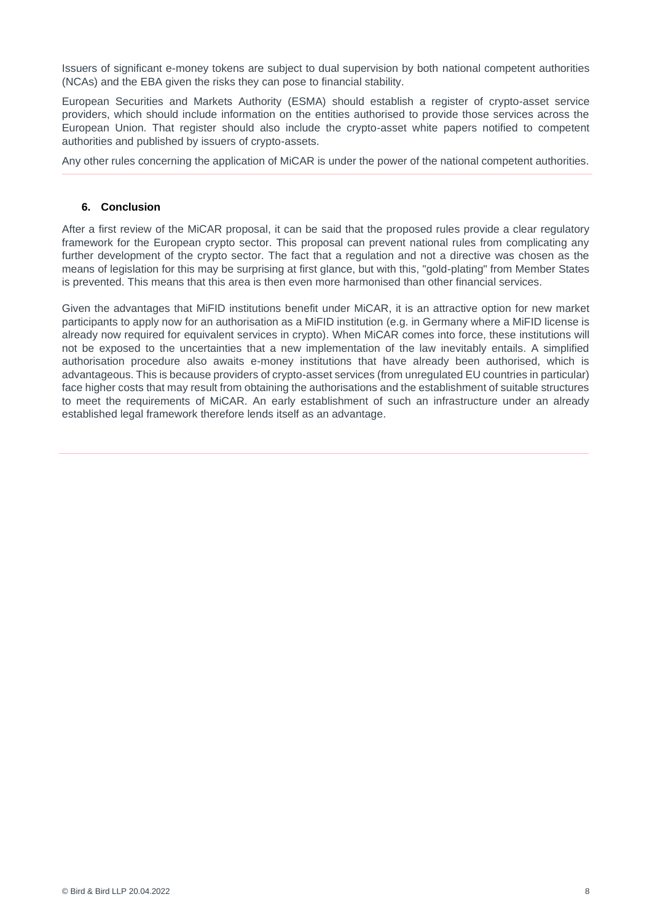Issuers of significant e-money tokens are subject to dual supervision by both national competent authorities (NCAs) and the EBA given the risks they can pose to financial stability.

European Securities and Markets Authority (ESMA) should establish a register of crypto-asset service providers, which should include information on the entities authorised to provide those services across the European Union. That register should also include the crypto-asset white papers notified to competent authorities and published by issuers of crypto-assets.

Any other rules concerning the application of MiCAR is under the power of the national competent authorities.

## 6. Conclusion

After a first review of the MiCAR proposal, it can be said that the proposed rules provide a clear regulatory framework for the European crypto sector. This proposal can prevent national rules from complicating any further development of the crypto sector. The fact that a regulation and not a directive was chosen as the means of legislation for this may be surprising at first glance, but with this, "gold-plating" from Member States is prevented. This means that this area is then even more harmonised than other financial services.

Given the advantages that MiFID institutions benefit under MiCAR, it is an attractive option for new market participants to apply now for an authorisation as a MiFID institution (e.g. in Germany where a MiFID license is already now required for equivalent services in crypto). When MiCAR comes into force, these institutions will not be exposed to the uncertainties that a new implementation of the law inevitably entails. A simplified authorisation procedure also awaits e-money institutions that have already been authorised, which is advantageous. This is because providers of crypto-asset services (from unregulated EU countries in particular) face higher costs that may result from obtaining the authorisations and the establishment of suitable structures to meet the requirements of MiCAR. An early establishment of such an infrastructure under an already established legal framework therefore lends itself as an advantage.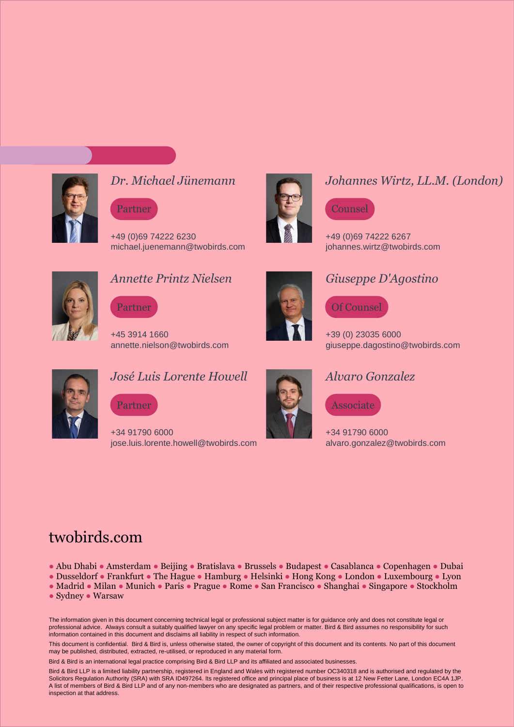*Dr. Michael Jünemann*

Partner

+49 (0)69 74222 6230
michael.juenemann@twobirds.com

*Johannes Wirtz, LL.M. (London)*

Counsel

+49 (0)69 74222 6267
johannes.wirtz@twobirds.com

*Annette Printz Nielsen*

Partner

+45 3914 1660
annette.nielson@twobirds.com

*Giuseppe D'Agostino*

Of Counsel

+39 (0) 23035 6000
giuseppe.dagostino@twobirds.com

*José Luis Lorente Howell*

Partner

+34 91790 6000
jose.luis.lorente.howell@twobirds.com

*Alvaro Gonzalez*

Associate

+34 91790 6000
alvaro.gonzalez@twobirds.com

# twobirds.com

• Abu Dhabi • Amsterdam • Beijing • Bratislava • Brussels • Budapest • Casablanca • Copenhagen • Dubai • Dusseldorf • Frankfurt • The Hague • Hamburg • Helsinki • Hong Kong • London • Luxembourg • Lyon • Madrid • Milan • Munich • Paris • Prague • Rome • San Francisco • Shanghai • Singapore • Stockholm • Sydney • Warsaw

The information given in this document concerning technical legal or professional subject matter is for guidance only and does not constitute legal or professional advice. Always consult a suitably qualified lawyer on any specific legal problem or matter. Bird & Bird assumes no responsibility for such information contained in this document and disclaims all liability in respect of such information.

This document is confidential. Bird & Bird is, unless otherwise stated, the owner of copyright of this document and its contents. No part of this document may be published, distributed, extracted, re-utilised, or reproduced in any material form.

Bird & Bird is an international legal practice comprising Bird & Bird LLP and its affiliated and associated businesses.

Bird & Bird LLP is a limited liability partnership, registered in England and Wales with registered number OC340318 and is authorised and regulated by the Solicitors Regulation Authority (SRA) with SRA ID497264. Its registered office and principal place of business is at 12 New Fetter Lane, London EC4A 1JP. A list of members of Bird & Bird LLP and of any non-members who are designated as partners, and of their respective professional qualifications, is open to inspection at that address.